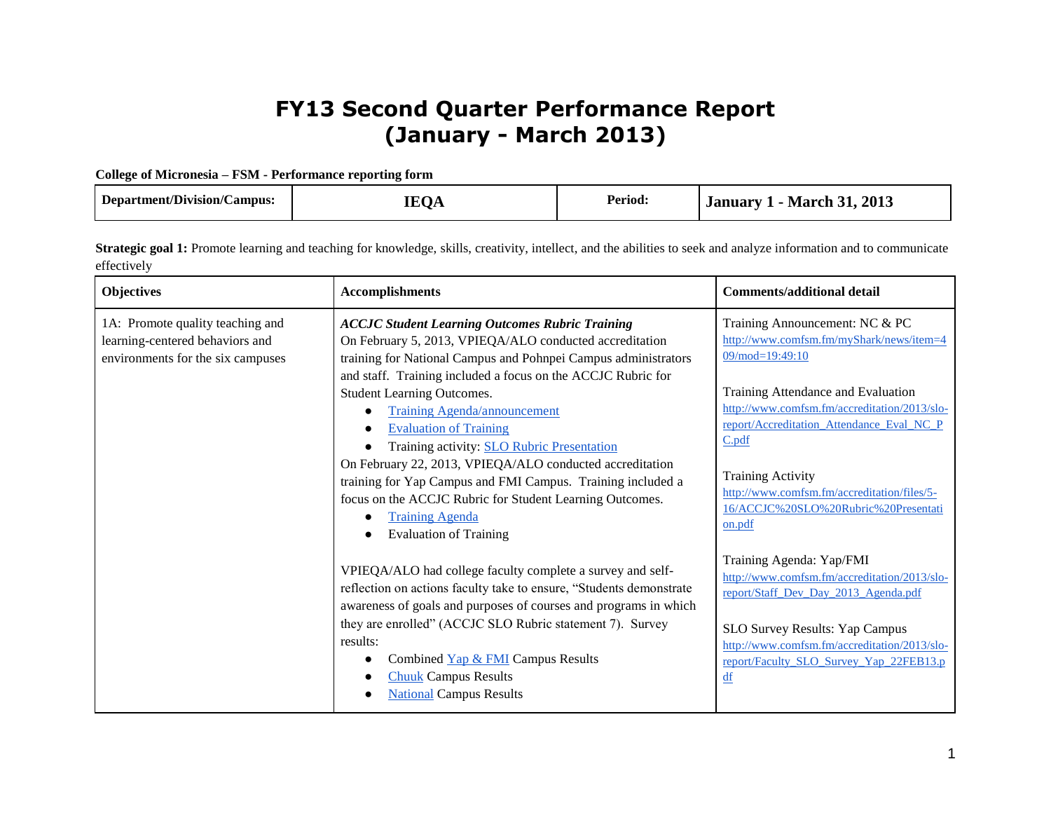# FY13 Second Quarter Performance Report (January - March 2013)

**College of Micronesia – FSM - Performance reporting form**

| **Department/Division/Campus:** | **IEQA** | **Period:** | **January 1 - March 31, 2013** |
|---|---|---|---|

**Strategic goal 1:** Promote learning and teaching for knowledge, skills, creativity, intellect, and the abilities to seek and analyze information and to communicate effectively

| **Objectives** | **Accomplishments** | **Comments/additional detail** |
|---|---|---|
| 1A: Promote quality teaching and learning-centered behaviors and environments for the six campuses | ***ACCJC Student Learning Outcomes Rubric Training*** <br> On February 5, 2013, VPIEQA/ALO conducted accreditation training for National Campus and Pohnpei Campus administrators and staff. Training included a focus on the ACCJC Rubric for Student Learning Outcomes. <br> • Training Agenda/announcement <br> • Evaluation of Training <br> • Training activity: SLO Rubric Presentation <br> On February 22, 2013, VPIEQA/ALO conducted accreditation training for Yap Campus and FMI Campus. Training included a focus on the ACCJC Rubric for Student Learning Outcomes. <br> • Training Agenda <br> • Evaluation of Training <br><br> VPIEQA/ALO had college faculty complete a survey and self-reflection on actions faculty take to ensure, "Students demonstrate awareness of goals and purposes of courses and programs in which they are enrolled" (ACCJC SLO Rubric statement 7). Survey results: <br> • Combined Yap & FMI Campus Results <br> • Chuuk Campus Results <br> • National Campus Results | Training Announcement: NC & PC <br> http://www.comfsm.fm/myShark/news/item=409/mod=19:49:10 <br><br> Training Attendance and Evaluation <br> http://www.comfsm.fm/accreditation/2013/slo-report/Accreditation_Attendance_Eval_NC_PC.pdf <br><br> Training Activity <br> http://www.comfsm.fm/accreditation/files/5-16/ACCJC%20SLO%20Rubric%20Presentation.pdf <br><br> Training Agenda: Yap/FMI <br> http://www.comfsm.fm/accreditation/2013/slo-report/Staff_Dev_Day_2013_Agenda.pdf <br><br> SLO Survey Results: Yap Campus <br> http://www.comfsm.fm/accreditation/2013/slo-report/Faculty_SLO_Survey_Yap_22FEB13.pdf |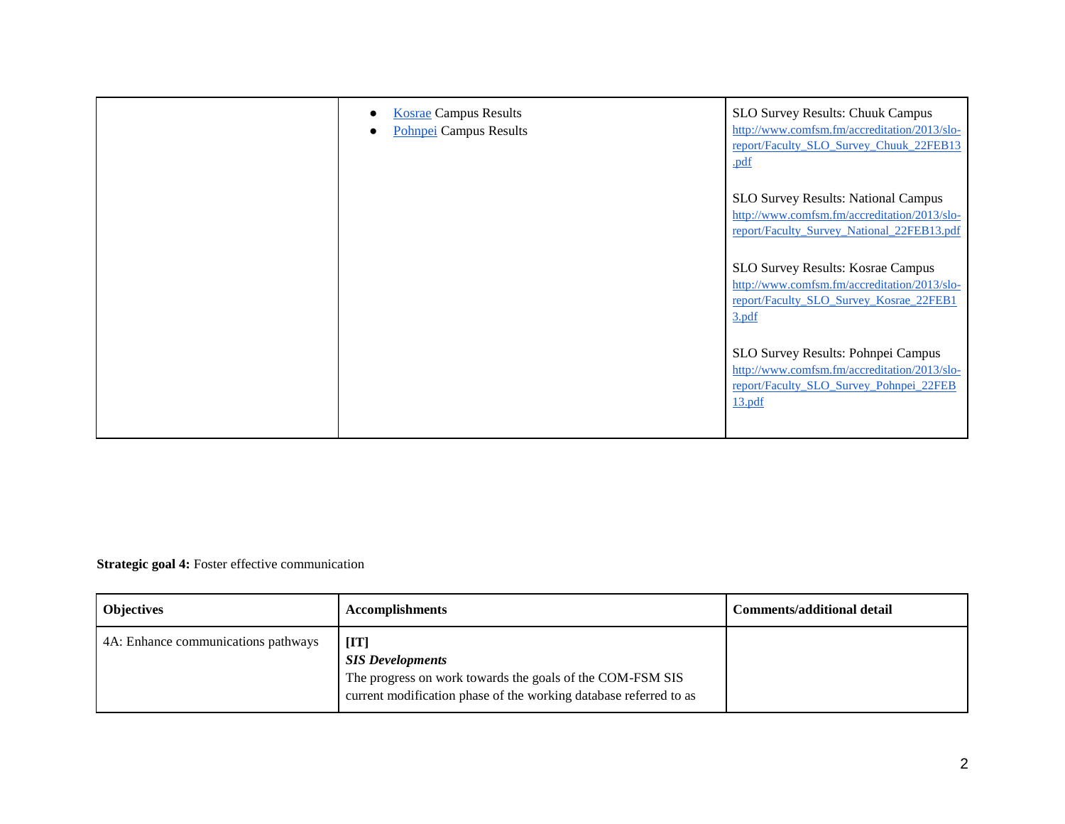| | | |
|---|---|---|
| | • [Kosrae](#) Campus Results<br>• [Pohnpei](#) Campus Results | SLO Survey Results: Chuuk Campus<br>http://www.comfsm.fm/accreditation/2013/slo-report/Faculty_SLO_Survey_Chuuk_22FEB13.pdf<br><br>SLO Survey Results: National Campus<br>http://www.comfsm.fm/accreditation/2013/slo-report/Faculty_Survey_National_22FEB13.pdf<br><br>SLO Survey Results: Kosrae Campus<br>http://www.comfsm.fm/accreditation/2013/slo-report/Faculty_SLO_Survey_Kosrae_22FEB13.pdf<br><br>SLO Survey Results: Pohnpei Campus<br>http://www.comfsm.fm/accreditation/2013/slo-report/Faculty_SLO_Survey_Pohnpei_22FEB13.pdf |

**Strategic goal 4:** Foster effective communication

| **Objectives** | **Accomplishments** | **Comments/additional detail** |
|---|---|---|
| 4A: Enhance communications pathways | **[IT]**<br>***SIS Developments***<br>The progress on work towards the goals of the COM-FSM SIS current modification phase of the working database referred to as | |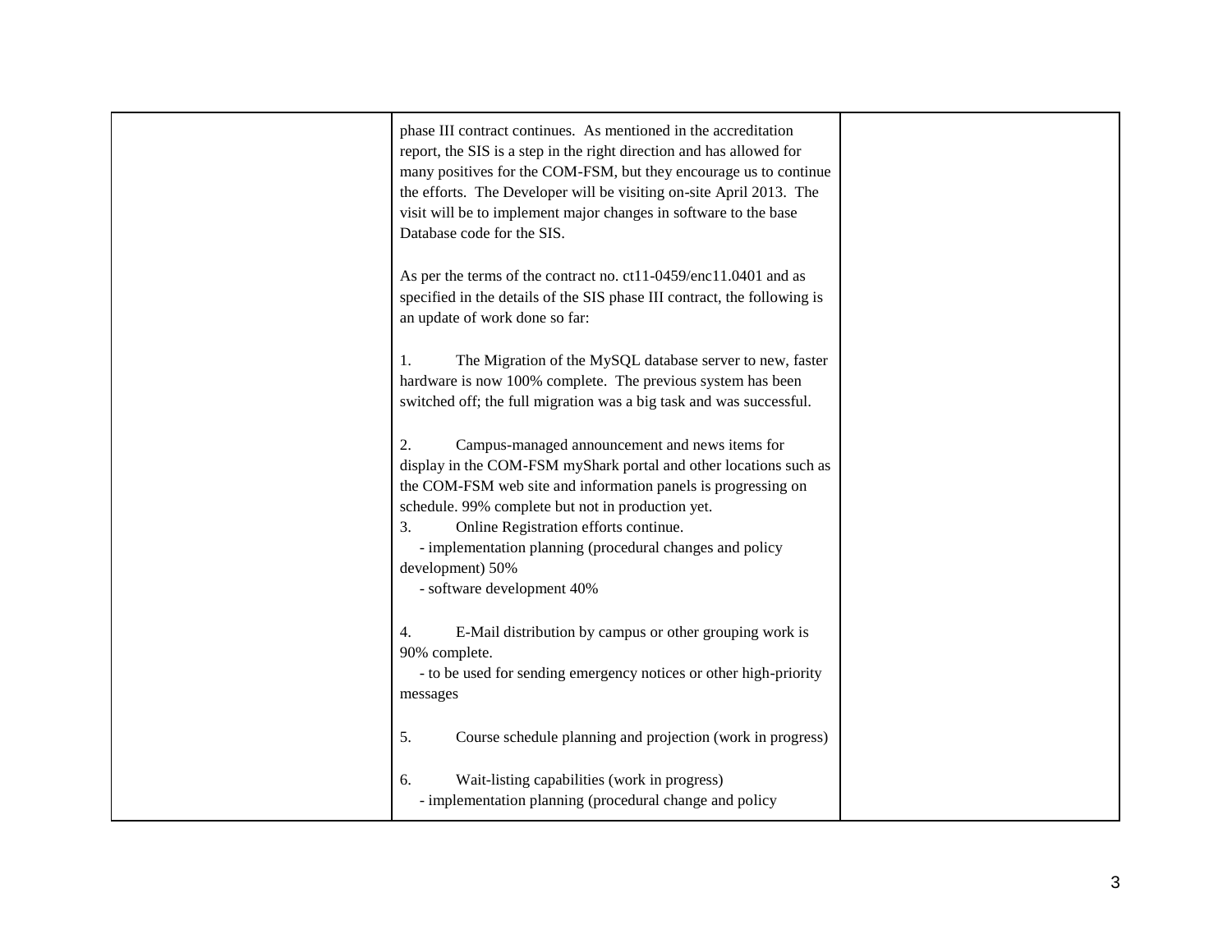| | | |
|---|---|---|
| | phase III contract continues. As mentioned in the accreditation report, the SIS is a step in the right direction and has allowed for many positives for the COM-FSM, but they encourage us to continue the efforts. The Developer will be visiting on-site April 2013. The visit will be to implement major changes in software to the base Database code for the SIS.<br><br>As per the terms of the contract no. ct11-0459/enc11.0401 and as specified in the details of the SIS phase III contract, the following is an update of work done so far:<br><br>1. The Migration of the MySQL database server to new, faster hardware is now 100% complete. The previous system has been switched off; the full migration was a big task and was successful.<br><br>2. Campus-managed announcement and news items for display in the COM-FSM myShark portal and other locations such as the COM-FSM web site and information panels is progressing on schedule. 99% complete but not in production yet.<br>3. Online Registration efforts continue.<br>- implementation planning (procedural changes and policy development) 50%<br>- software development 40%<br><br>4. E-Mail distribution by campus or other grouping work is 90% complete.<br>- to be used for sending emergency notices or other high-priority messages<br><br>5. Course schedule planning and projection (work in progress)<br><br>6. Wait-listing capabilities (work in progress)<br>- implementation planning (procedural change and policy | |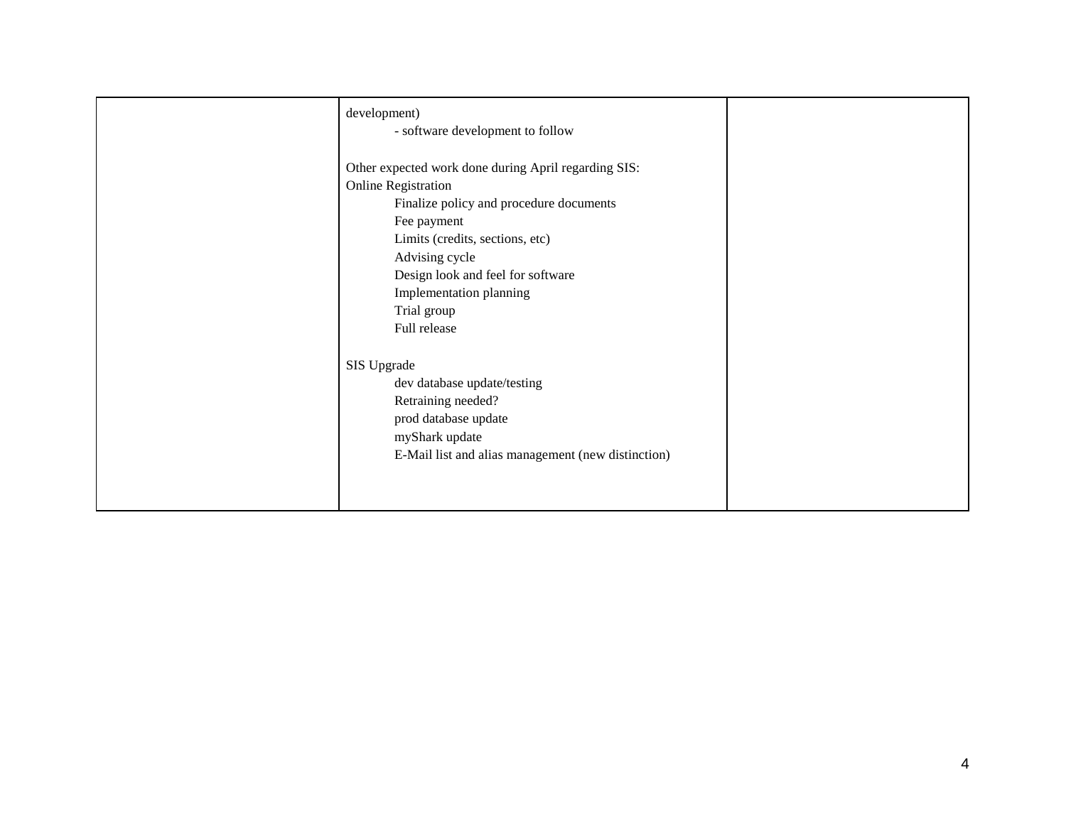| | | |
|---|---|---|
| | development)<br>- software development to follow<br><br>Other expected work done during April regarding SIS:<br>Online Registration<br>Finalize policy and procedure documents<br>Fee payment<br>Limits (credits, sections, etc)<br>Advising cycle<br>Design look and feel for software<br>Implementation planning<br>Trial group<br>Full release<br><br>SIS Upgrade<br>dev database update/testing<br>Retraining needed?<br>prod database update<br>myShark update<br>E-Mail list and alias management (new distinction) | |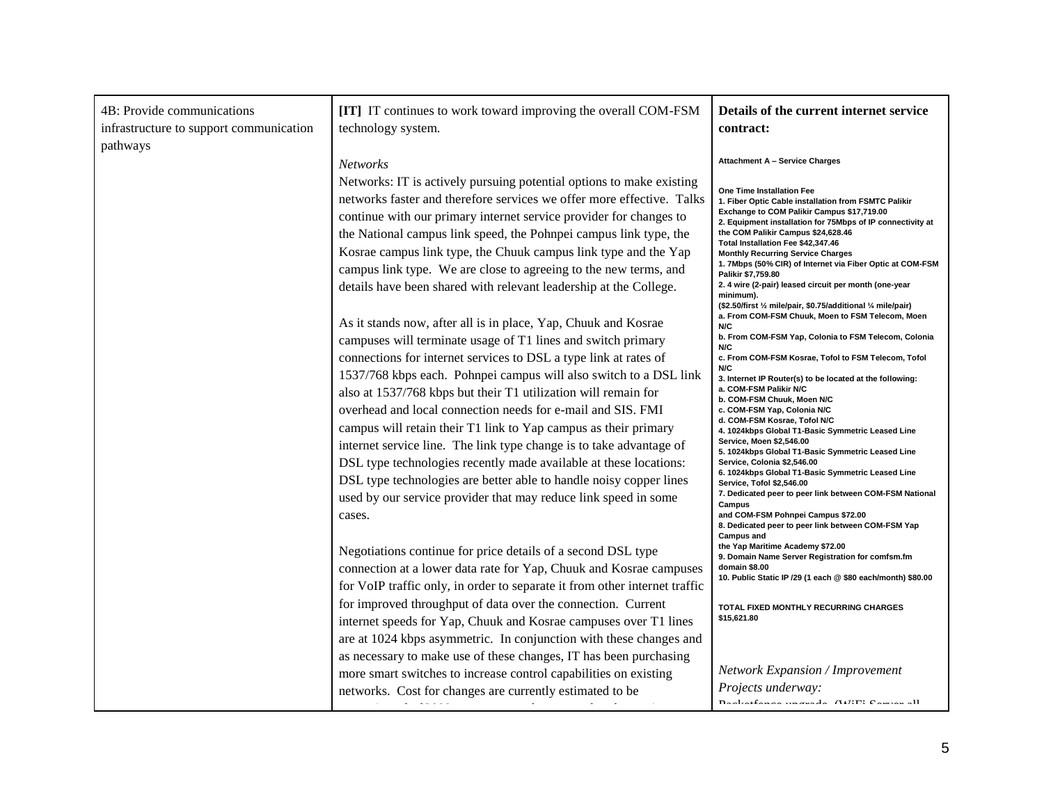| | | |
|---|---|---|
| 4B: Provide communications infrastructure to support communication pathways | **[IT]** IT continues to work toward improving the overall COM-FSM technology system.<br><br>*Networks*<br>Networks: IT is actively pursuing potential options to make existing networks faster and therefore services we offer more effective. Talks continue with our primary internet service provider for changes to the National campus link speed, the Pohnpei campus link type, the Kosrae campus link type, the Chuuk campus link type and the Yap campus link type. We are close to agreeing to the new terms, and details have been shared with relevant leadership at the College.<br><br>As it stands now, after all is in place, Yap, Chuuk and Kosrae campuses will terminate usage of T1 lines and switch primary connections for internet services to DSL a type link at rates of 1537/768 kbps each. Pohnpei campus will also switch to a DSL link also at 1537/768 kbps but their T1 utilization will remain for overhead and local connection needs for e-mail and SIS. FMI campus will retain their T1 link to Yap campus as their primary internet service line. The link type change is to take advantage of DSL type technologies recently made available at these locations: DSL type technologies are better able to handle noisy copper lines used by our service provider that may reduce link speed in some cases.<br><br>Negotiations continue for price details of a second DSL type connection at a lower data rate for Yap, Chuuk and Kosrae campuses for VoIP traffic only, in order to separate it from other internet traffic for improved throughput of data over the connection. Current internet speeds for Yap, Chuuk and Kosrae campuses over T1 lines are at 1024 kbps asymmetric. In conjunction with these changes and as necessary to make use of these changes, IT has been purchasing more smart switches to increase control capabilities on existing networks. Cost for changes are currently estimated to be | **Details of the current internet service contract:**<br><br>**Attachment A – Service Charges**<br><br>**One Time Installation Fee**<br>**1. Fiber Optic Cable installation from FSMTC Palikir Exchange to COM Palikir Campus $17,719.00**<br>**2. Equipment installation for 75Mbps of IP connectivity at the COM Palikir Campus $24,628.46**<br>**Total Installation Fee $42,347.46**<br>**Monthly Recurring Service Charges**<br>**1. 7Mbps (50% CIR) of Internet via Fiber Optic at COM-FSM Palikir $7,759.80**<br>**2. 4 wire (2-pair) leased circuit per month (one-year minimum).**<br>**($2.50/first ½ mile/pair, $0.75/additional ¼ mile/pair)**<br>**a. From COM-FSM Chuuk, Moen to FSM Telecom, Moen N/C**<br>**b. From COM-FSM Yap, Colonia to FSM Telecom, Colonia N/C**<br>**c. From COM-FSM Kosrae, Tofol to FSM Telecom, Tofol N/C**<br>**3. Internet IP Router(s) to be located at the following:**<br>**a. COM-FSM Palikir N/C**<br>**b. COM-FSM Chuuk, Moen N/C**<br>**c. COM-FSM Yap, Colonia N/C**<br>**d. COM-FSM Kosrae, Tofol N/C**<br>**4. 1024kbps Global T1-Basic Symmetric Leased Line Service, Moen $2,546.00**<br>**5. 1024kbps Global T1-Basic Symmetric Leased Line Service, Colonia $2,546.00**<br>**6. 1024kbps Global T1-Basic Symmetric Leased Line Service, Tofol $2,546.00**<br>**7. Dedicated peer to peer link between COM-FSM National Campus and COM-FSM Pohnpei Campus $72.00**<br>**8. Dedicated peer to peer link between COM-FSM Yap Campus and the Yap Maritime Academy $72.00**<br>**9. Domain Name Server Registration for comfsm.fm domain $8.00**<br>**10. Public Static IP /29 (1 each @ $80 each/month) $80.00**<br><br>**TOTAL FIXED MONTHLY RECURRING CHARGES $15,621.80**<br><br>*Network Expansion / Improvement Projects underway:*<br>Packetfence upgrade (WiFi Server all |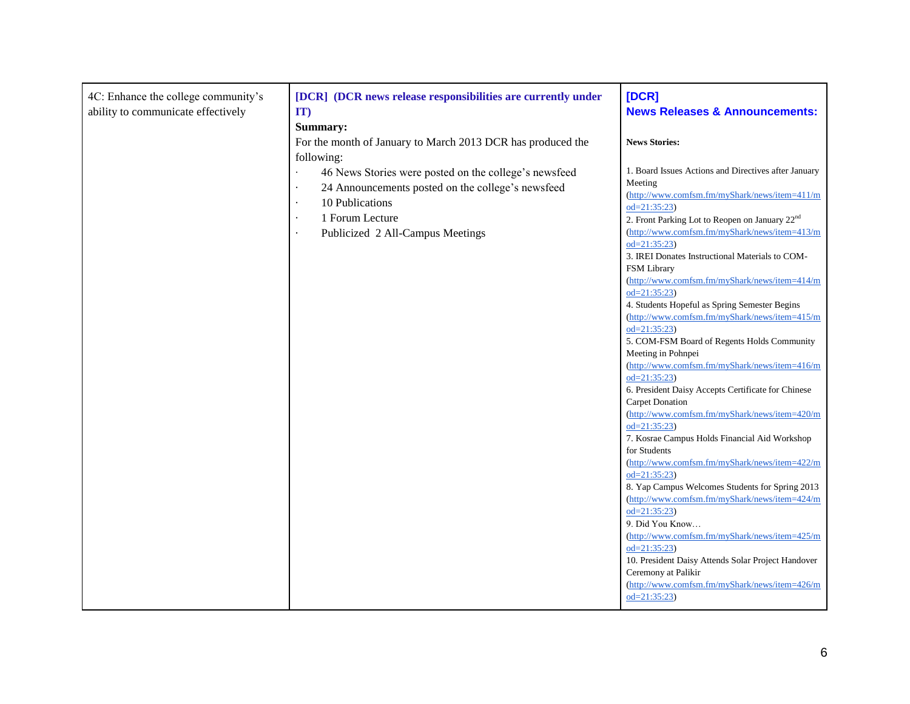| | | |
|---|---|---|
| 4C: Enhance the college community's ability to communicate effectively | **[DCR] (DCR news release responsibilities are currently under IT)**<br>**Summary:**<br>For the month of January to March 2013 DCR has produced the following:<br>· 46 News Stories were posted on the college's newsfeed<br>· 24 Announcements posted on the college's newsfeed<br>· 10 Publications<br>· 1 Forum Lecture<br>· Publicized 2 All-Campus Meetings | **[DCR]**<br>**News Releases & Announcements:**<br><br>**News Stories:**<br><br>1. Board Issues Actions and Directives after January Meeting (http://www.comfsm.fm/myShark/news/item=411/mod=21:35:23)<br>2. Front Parking Lot to Reopen on January 22nd (http://www.comfsm.fm/myShark/news/item=413/mod=21:35:23)<br>3. IREI Donates Instructional Materials to COM-FSM Library (http://www.comfsm.fm/myShark/news/item=414/mod=21:35:23)<br>4. Students Hopeful as Spring Semester Begins (http://www.comfsm.fm/myShark/news/item=415/mod=21:35:23)<br>5. COM-FSM Board of Regents Holds Community Meeting in Pohnpei (http://www.comfsm.fm/myShark/news/item=416/mod=21:35:23)<br>6. President Daisy Accepts Certificate for Chinese Carpet Donation (http://www.comfsm.fm/myShark/news/item=420/mod=21:35:23)<br>7. Kosrae Campus Holds Financial Aid Workshop for Students (http://www.comfsm.fm/myShark/news/item=422/mod=21:35:23)<br>8. Yap Campus Welcomes Students for Spring 2013 (http://www.comfsm.fm/myShark/news/item=424/mod=21:35:23)<br>9. Did You Know… (http://www.comfsm.fm/myShark/news/item=425/mod=21:35:23)<br>10. President Daisy Attends Solar Project Handover Ceremony at Palikir (http://www.comfsm.fm/myShark/news/item=426/mod=21:35:23) |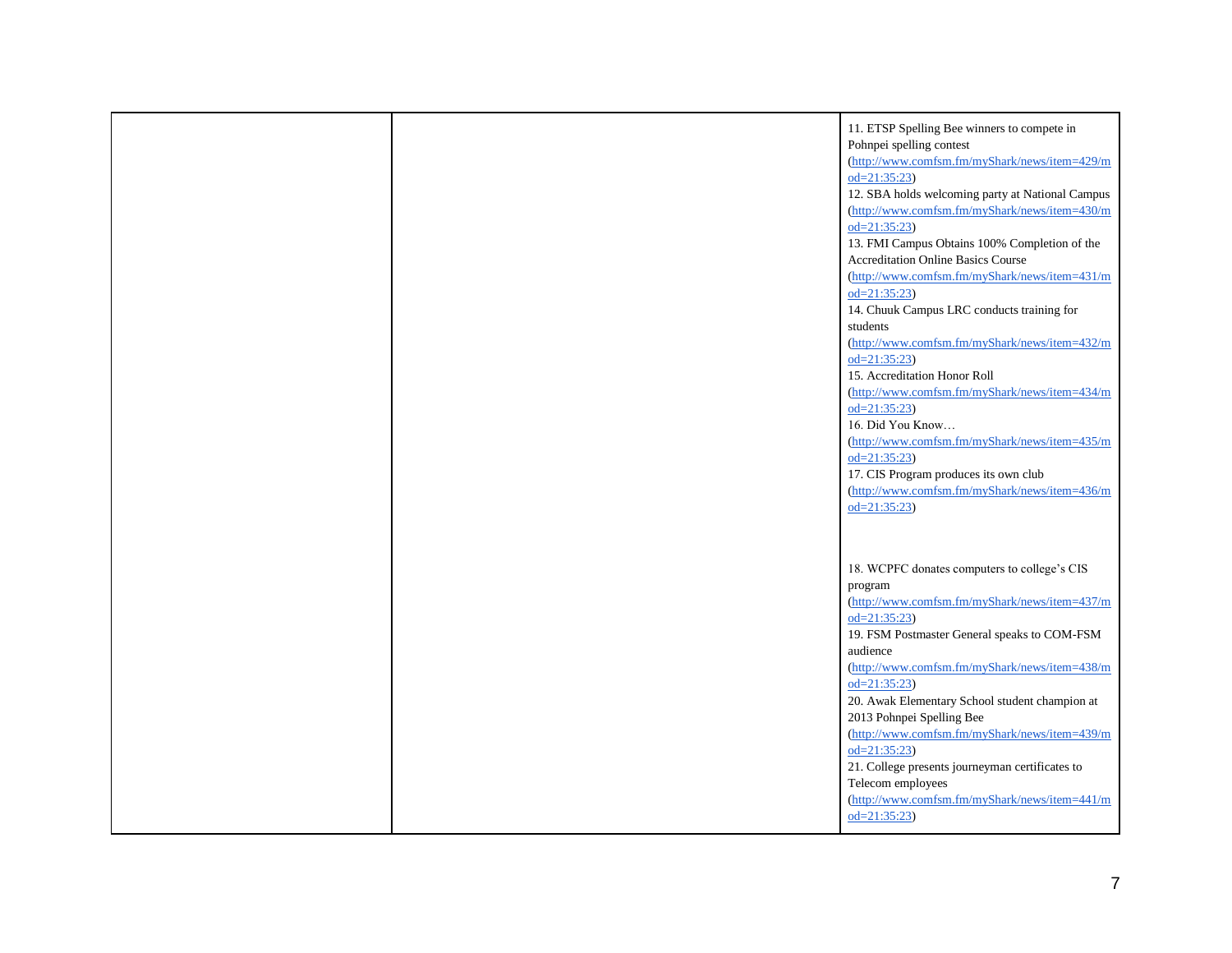| | | |
|---|---|---|
| | | 11. ETSP Spelling Bee winners to compete in Pohnpei spelling contest (http://www.comfsm.fm/myShark/news/item=429/mod=21:35:23)<br>12. SBA holds welcoming party at National Campus (http://www.comfsm.fm/myShark/news/item=430/mod=21:35:23)<br>13. FMI Campus Obtains 100% Completion of the Accreditation Online Basics Course (http://www.comfsm.fm/myShark/news/item=431/mod=21:35:23)<br>14. Chuuk Campus LRC conducts training for students (http://www.comfsm.fm/myShark/news/item=432/mod=21:35:23)<br>15. Accreditation Honor Roll (http://www.comfsm.fm/myShark/news/item=434/mod=21:35:23)<br>16. Did You Know… (http://www.comfsm.fm/myShark/news/item=435/mod=21:35:23)<br>17. CIS Program produces its own club (http://www.comfsm.fm/myShark/news/item=436/mod=21:35:23)<br><br>18. WCPFC donates computers to college's CIS program (http://www.comfsm.fm/myShark/news/item=437/mod=21:35:23)<br>19. FSM Postmaster General speaks to COM-FSM audience (http://www.comfsm.fm/myShark/news/item=438/mod=21:35:23)<br>20. Awak Elementary School student champion at 2013 Pohnpei Spelling Bee (http://www.comfsm.fm/myShark/news/item=439/mod=21:35:23)<br>21. College presents journeyman certificates to Telecom employees (http://www.comfsm.fm/myShark/news/item=441/mod=21:35:23) |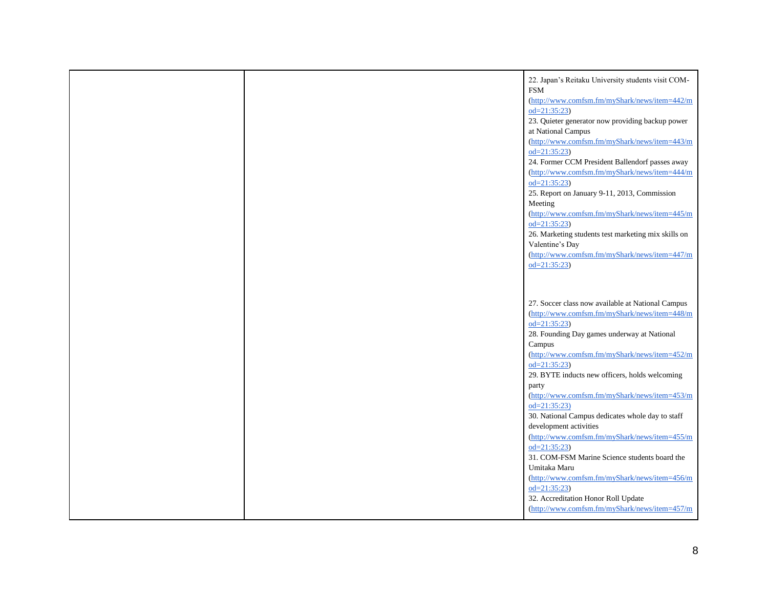|  |  | 22. Japan's Reitaku University students visit COM-FSM (http://www.comfsm.fm/myShark/news/item=442/mod=21:35:23)<br>23. Quieter generator now providing backup power at National Campus (http://www.comfsm.fm/myShark/news/item=443/mod=21:35:23)<br>24. Former CCM President Ballendorf passes away (http://www.comfsm.fm/myShark/news/item=444/mod=21:35:23)<br>25. Report on January 9-11, 2013, Commission Meeting (http://www.comfsm.fm/myShark/news/item=445/mod=21:35:23)<br>26. Marketing students test marketing mix skills on Valentine's Day (http://www.comfsm.fm/myShark/news/item=447/mod=21:35:23)<br><br>27. Soccer class now available at National Campus (http://www.comfsm.fm/myShark/news/item=448/mod=21:35:23)<br>28. Founding Day games underway at National Campus (http://www.comfsm.fm/myShark/news/item=452/mod=21:35:23)<br>29. BYTE inducts new officers, holds welcoming party (http://www.comfsm.fm/myShark/news/item=453/mod=21:35:23)<br>30. National Campus dedicates whole day to staff development activities (http://www.comfsm.fm/myShark/news/item=455/mod=21:35:23)<br>31. COM-FSM Marine Science students board the Umitaka Maru (http://www.comfsm.fm/myShark/news/item=456/mod=21:35:23)<br>32. Accreditation Honor Roll Update (http://www.comfsm.fm/myShark/news/item=457/m |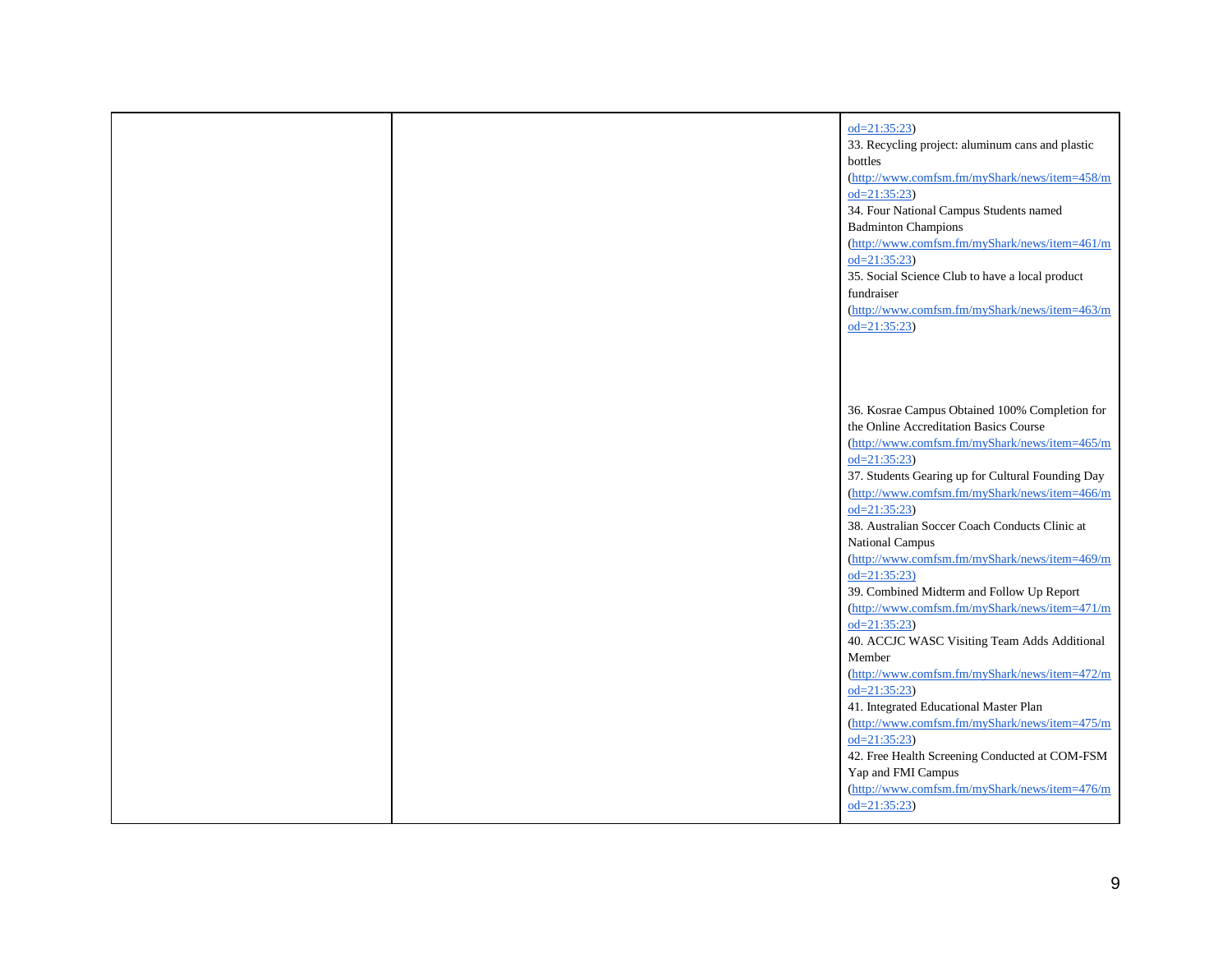| | | |
|---|---|---|
| | | od=21:35:23)<br>33. Recycling project: aluminum cans and plastic bottles (http://www.comfsm.fm/myShark/news/item=458/mod=21:35:23)<br>34. Four National Campus Students named Badminton Champions (http://www.comfsm.fm/myShark/news/item=461/mod=21:35:23)<br>35. Social Science Club to have a local product fundraiser (http://www.comfsm.fm/myShark/news/item=463/mod=21:35:23)<br><br>36. Kosrae Campus Obtained 100% Completion for the Online Accreditation Basics Course (http://www.comfsm.fm/myShark/news/item=465/mod=21:35:23)<br>37. Students Gearing up for Cultural Founding Day (http://www.comfsm.fm/myShark/news/item=466/mod=21:35:23)<br>38. Australian Soccer Coach Conducts Clinic at National Campus (http://www.comfsm.fm/myShark/news/item=469/mod=21:35:23)<br>39. Combined Midterm and Follow Up Report (http://www.comfsm.fm/myShark/news/item=471/mod=21:35:23)<br>40. ACCJC WASC Visiting Team Adds Additional Member (http://www.comfsm.fm/myShark/news/item=472/mod=21:35:23)<br>41. Integrated Educational Master Plan (http://www.comfsm.fm/myShark/news/item=475/mod=21:35:23)<br>42. Free Health Screening Conducted at COM-FSM Yap and FMI Campus (http://www.comfsm.fm/myShark/news/item=476/mod=21:35:23) |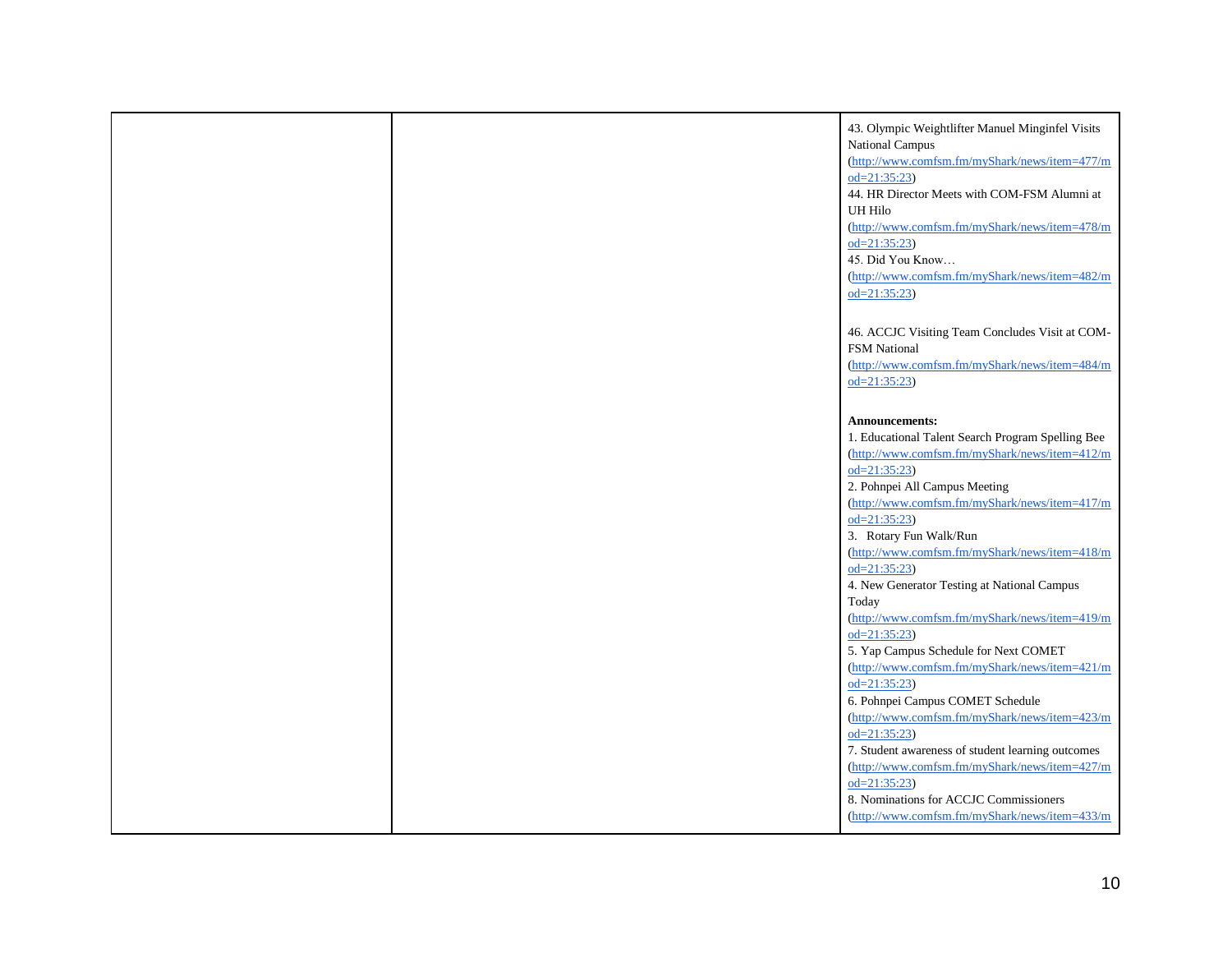| | | |
|---|---|---|
| | | 43. Olympic Weightlifter Manuel Minginfel Visits National Campus (http://www.comfsm.fm/myShark/news/item=477/mod=21:35:23)<br>44. HR Director Meets with COM-FSM Alumni at UH Hilo (http://www.comfsm.fm/myShark/news/item=478/mod=21:35:23)<br>45. Did You Know… (http://www.comfsm.fm/myShark/news/item=482/mod=21:35:23)<br><br>46. ACCJC Visiting Team Concludes Visit at COM-FSM National (http://www.comfsm.fm/myShark/news/item=484/mod=21:35:23)<br><br>**Announcements:**<br>1. Educational Talent Search Program Spelling Bee (http://www.comfsm.fm/myShark/news/item=412/mod=21:35:23)<br>2. Pohnpei All Campus Meeting (http://www.comfsm.fm/myShark/news/item=417/mod=21:35:23)<br>3. Rotary Fun Walk/Run (http://www.comfsm.fm/myShark/news/item=418/mod=21:35:23)<br>4. New Generator Testing at National Campus Today (http://www.comfsm.fm/myShark/news/item=419/mod=21:35:23)<br>5. Yap Campus Schedule for Next COMET (http://www.comfsm.fm/myShark/news/item=421/mod=21:35:23)<br>6. Pohnpei Campus COMET Schedule (http://www.comfsm.fm/myShark/news/item=423/mod=21:35:23)<br>7. Student awareness of student learning outcomes (http://www.comfsm.fm/myShark/news/item=427/mod=21:35:23)<br>8. Nominations for ACCJC Commissioners (http://www.comfsm.fm/myShark/news/item=433/m |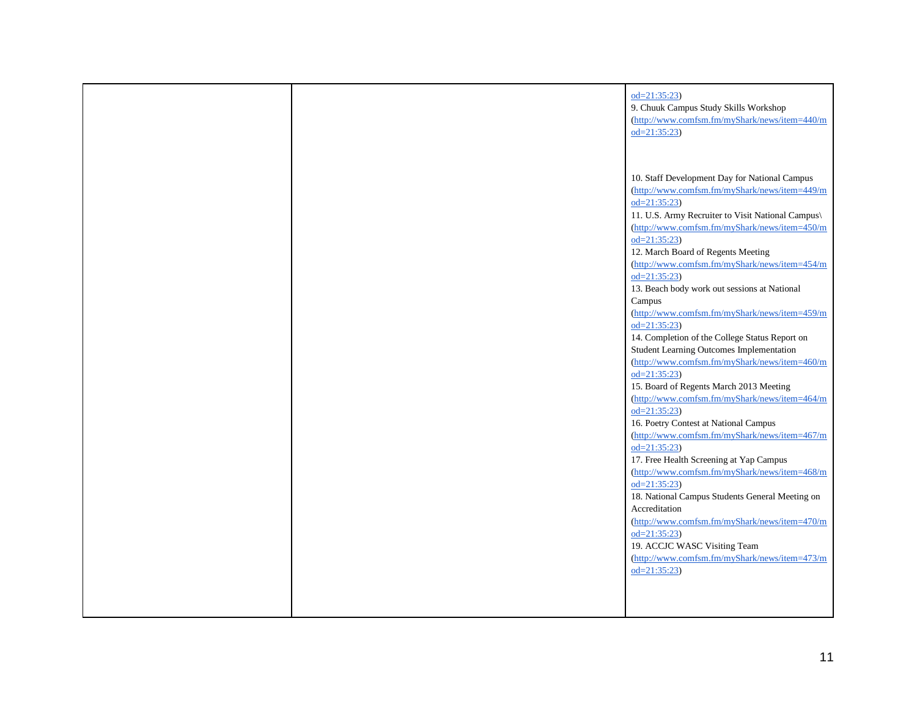|  |  | od=21:35:23)<br>9. Chuuk Campus Study Skills Workshop (http://www.comfsm.fm/myShark/news/item=440/mod=21:35:23)<br><br>10. Staff Development Day for National Campus (http://www.comfsm.fm/myShark/news/item=449/mod=21:35:23)<br>11. U.S. Army Recruiter to Visit National Campus\ (http://www.comfsm.fm/myShark/news/item=450/mod=21:35:23)<br>12. March Board of Regents Meeting (http://www.comfsm.fm/myShark/news/item=454/mod=21:35:23)<br>13. Beach body work out sessions at National Campus (http://www.comfsm.fm/myShark/news/item=459/mod=21:35:23)<br>14. Completion of the College Status Report on Student Learning Outcomes Implementation (http://www.comfsm.fm/myShark/news/item=460/mod=21:35:23)<br>15. Board of Regents March 2013 Meeting (http://www.comfsm.fm/myShark/news/item=464/mod=21:35:23)<br>16. Poetry Contest at National Campus (http://www.comfsm.fm/myShark/news/item=467/mod=21:35:23)<br>17. Free Health Screening at Yap Campus (http://www.comfsm.fm/myShark/news/item=468/mod=21:35:23)<br>18. National Campus Students General Meeting on Accreditation (http://www.comfsm.fm/myShark/news/item=470/mod=21:35:23)<br>19. ACCJC WASC Visiting Team (http://www.comfsm.fm/myShark/news/item=473/mod=21:35:23) |
|---|---|---|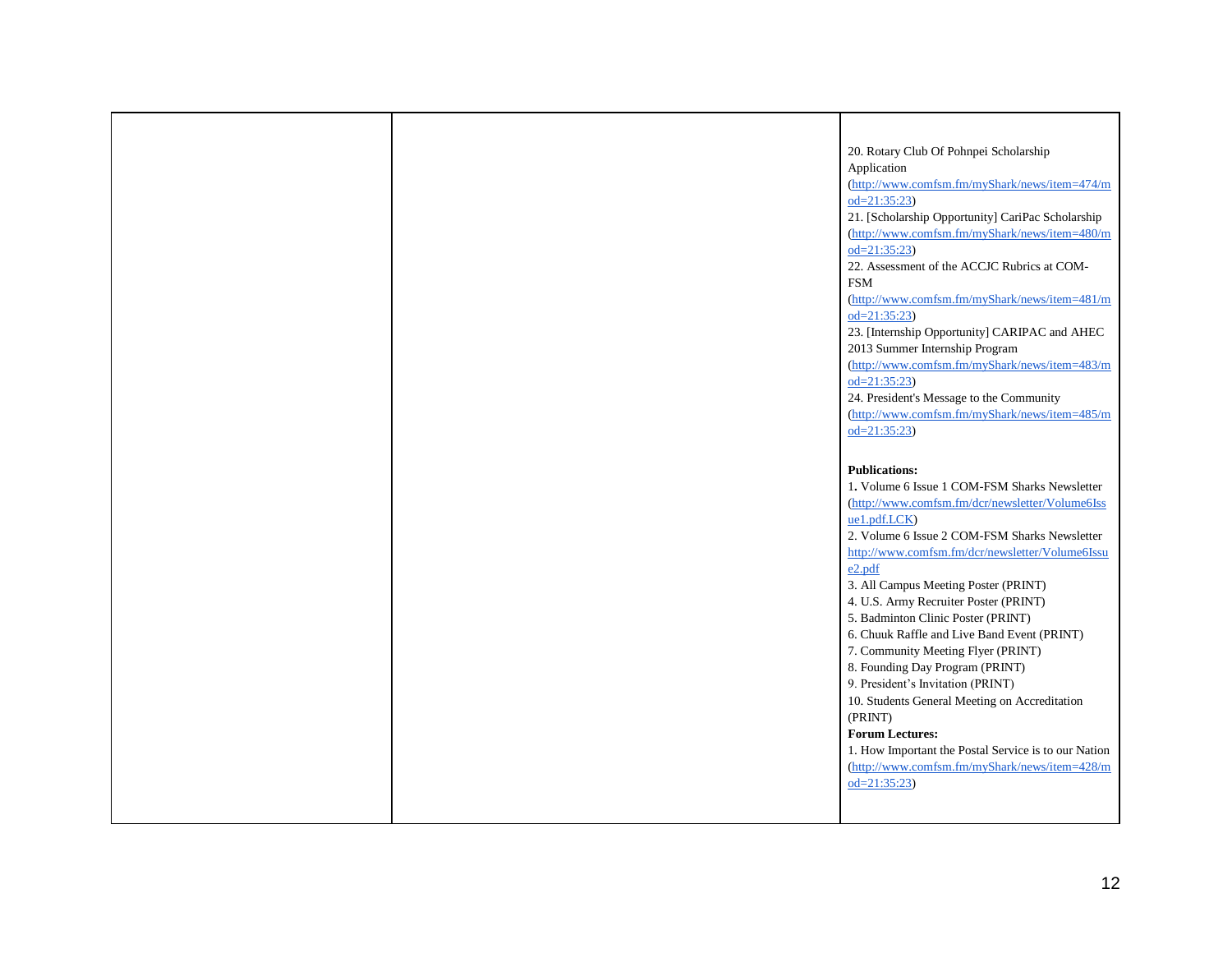| | | |
|---|---|---|
| | | 20. Rotary Club Of Pohnpei Scholarship Application (http://www.comfsm.fm/myShark/news/item=474/mod=21:35:23)<br>21. [Scholarship Opportunity] CariPac Scholarship (http://www.comfsm.fm/myShark/news/item=480/mod=21:35:23)<br>22. Assessment of the ACCJC Rubrics at COM-FSM (http://www.comfsm.fm/myShark/news/item=481/mod=21:35:23)<br>23. [Internship Opportunity] CARIPAC and AHEC 2013 Summer Internship Program (http://www.comfsm.fm/myShark/news/item=483/mod=21:35:23)<br>24. President's Message to the Community (http://www.comfsm.fm/myShark/news/item=485/mod=21:35:23)<br><br>**Publications:**<br>1. Volume 6 Issue 1 COM-FSM Sharks Newsletter (http://www.comfsm.fm/dcr/newsletter/Volume6Issue1.pdf.LCK)<br>2. Volume 6 Issue 2 COM-FSM Sharks Newsletter http://www.comfsm.fm/dcr/newsletter/Volume6Issue2.pdf<br>3. All Campus Meeting Poster (PRINT)<br>4. U.S. Army Recruiter Poster (PRINT)<br>5. Badminton Clinic Poster (PRINT)<br>6. Chuuk Raffle and Live Band Event (PRINT)<br>7. Community Meeting Flyer (PRINT)<br>8. Founding Day Program (PRINT)<br>9. President's Invitation (PRINT)<br>10. Students General Meeting on Accreditation (PRINT)<br>**Forum Lectures:**<br>1. How Important the Postal Service is to our Nation (http://www.comfsm.fm/myShark/news/item=428/mod=21:35:23) |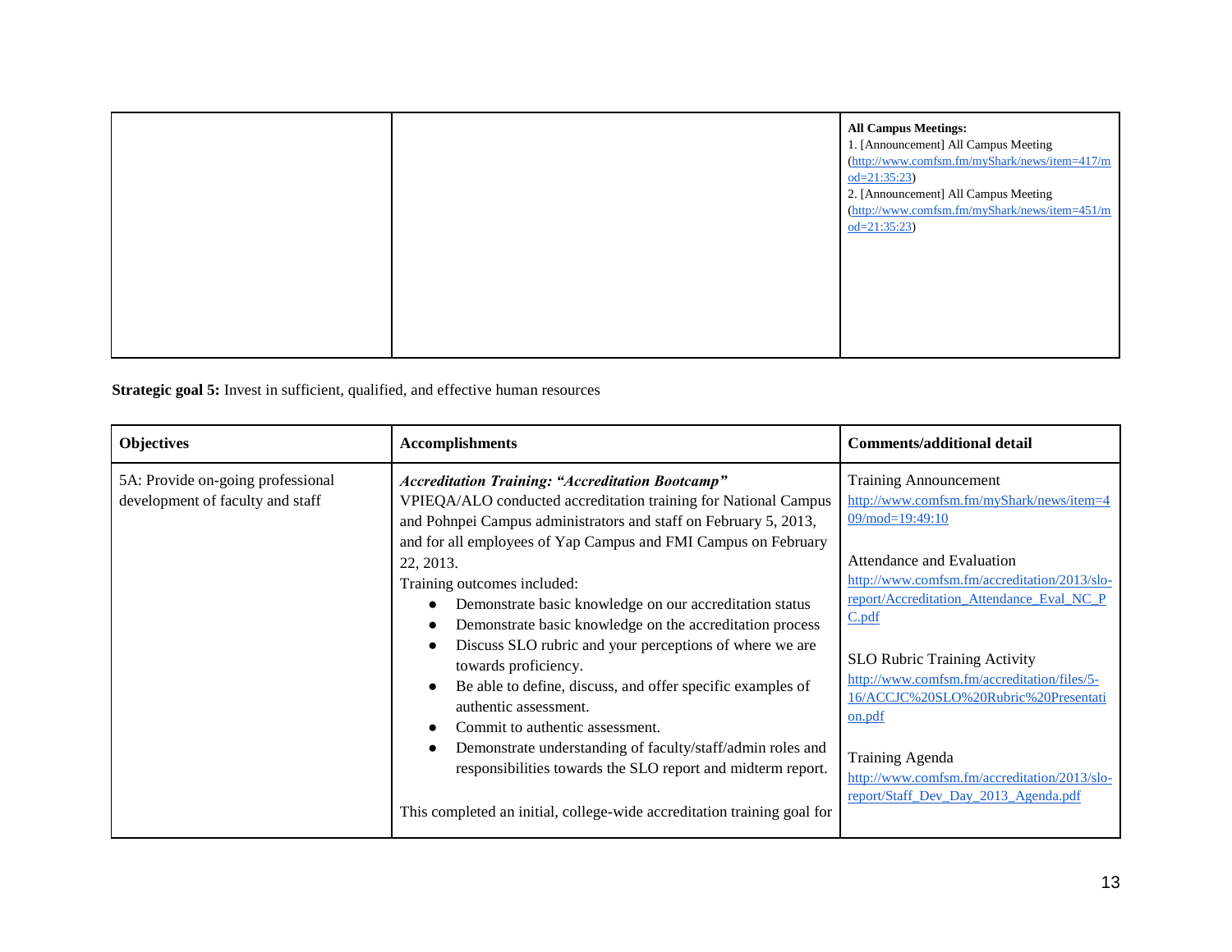| | | |
|---|---|---|
| | | **All Campus Meetings:**<br>1. [Announcement] All Campus Meeting (http://www.comfsm.fm/myShark/news/item=417/mod=21:35:23)<br>2. [Announcement] All Campus Meeting (http://www.comfsm.fm/myShark/news/item=451/mod=21:35:23) |

**Strategic goal 5:** Invest in sufficient, qualified, and effective human resources

| Objectives | Accomplishments | Comments/additional detail |
|---|---|---|
| 5A: Provide on-going professional development of faculty and staff | ***Accreditation Training: "Accreditation Bootcamp"***<br>VPIEQA/ALO conducted accreditation training for National Campus and Pohnpei Campus administrators and staff on February 5, 2013, and for all employees of Yap Campus and FMI Campus on February 22, 2013.<br>Training outcomes included:<br>• Demonstrate basic knowledge on our accreditation status<br>• Demonstrate basic knowledge on the accreditation process<br>• Discuss SLO rubric and your perceptions of where we are towards proficiency.<br>• Be able to define, discuss, and offer specific examples of authentic assessment.<br>• Commit to authentic assessment.<br>• Demonstrate understanding of faculty/staff/admin roles and responsibilities towards the SLO report and midterm report.<br><br>This completed an initial, college-wide accreditation training goal for | Training Announcement<br>http://www.comfsm.fm/myShark/news/item=409/mod=19:49:10<br><br>Attendance and Evaluation<br>http://www.comfsm.fm/accreditation/2013/slo-report/Accreditation_Attendance_Eval_NC_PC.pdf<br><br>SLO Rubric Training Activity<br>http://www.comfsm.fm/accreditation/files/5-16/ACCJC%20SLO%20Rubric%20Presentation.pdf<br><br>Training Agenda<br>http://www.comfsm.fm/accreditation/2013/slo-report/Staff_Dev_Day_2013_Agenda.pdf |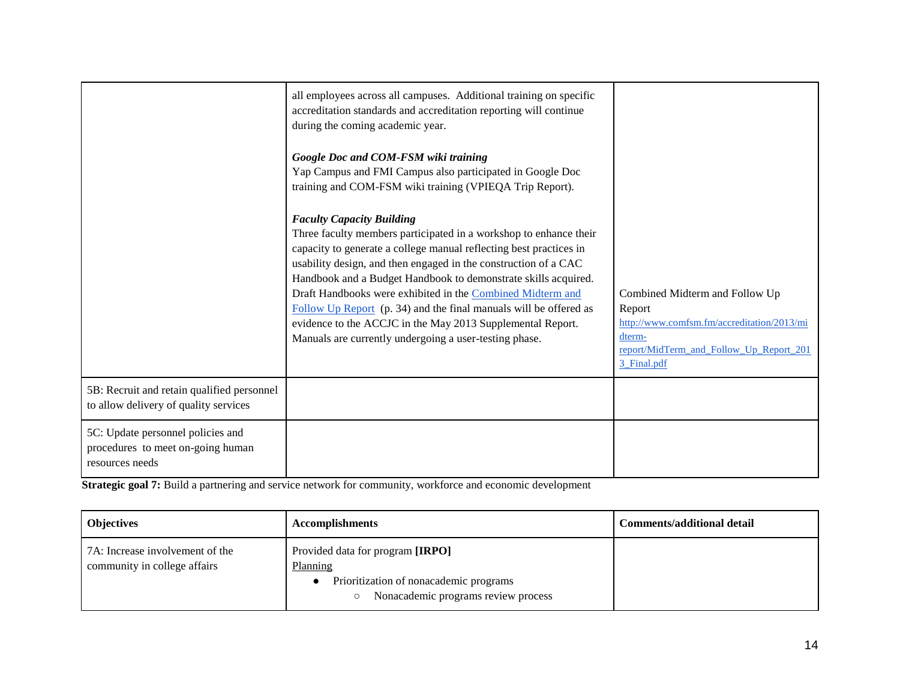| | | |
|---|---|---|
| | all employees across all campuses. Additional training on specific accreditation standards and accreditation reporting will continue during the coming academic year.<br><br>***Google Doc and COM-FSM wiki training***<br>Yap Campus and FMI Campus also participated in Google Doc training and COM-FSM wiki training (VPIEQA Trip Report).<br><br>***Faculty Capacity Building***<br>Three faculty members participated in a workshop to enhance their capacity to generate a college manual reflecting best practices in usability design, and then engaged in the construction of a CAC Handbook and a Budget Handbook to demonstrate skills acquired. Draft Handbooks were exhibited in the [Combined Midterm and Follow Up Report](http://www.comfsm.fm/accreditation/2013/midterm-report/MidTerm_and_Follow_Up_Report_2013_Final.pdf) (p. 34) and the final manuals will be offered as evidence to the ACCJC in the May 2013 Supplemental Report. Manuals are currently undergoing a user-testing phase. | Combined Midterm and Follow Up Report<br>http://www.comfsm.fm/accreditation/2013/midterm-report/MidTerm_and_Follow_Up_Report_2013_Final.pdf |
| 5B: Recruit and retain qualified personnel to allow delivery of quality services | | |
| 5C: Update personnel policies and procedures to meet on-going human resources needs | | |

**Strategic goal 7:** Build a partnering and service network for community, workforce and economic development

| Objectives | Accomplishments | Comments/additional detail |
|---|---|---|
| 7A: Increase involvement of the community in college affairs | Provided data for program **[IRPO]**<br>Planning<br>• Prioritization of nonacademic programs<br>  ○ Nonacademic programs review process | |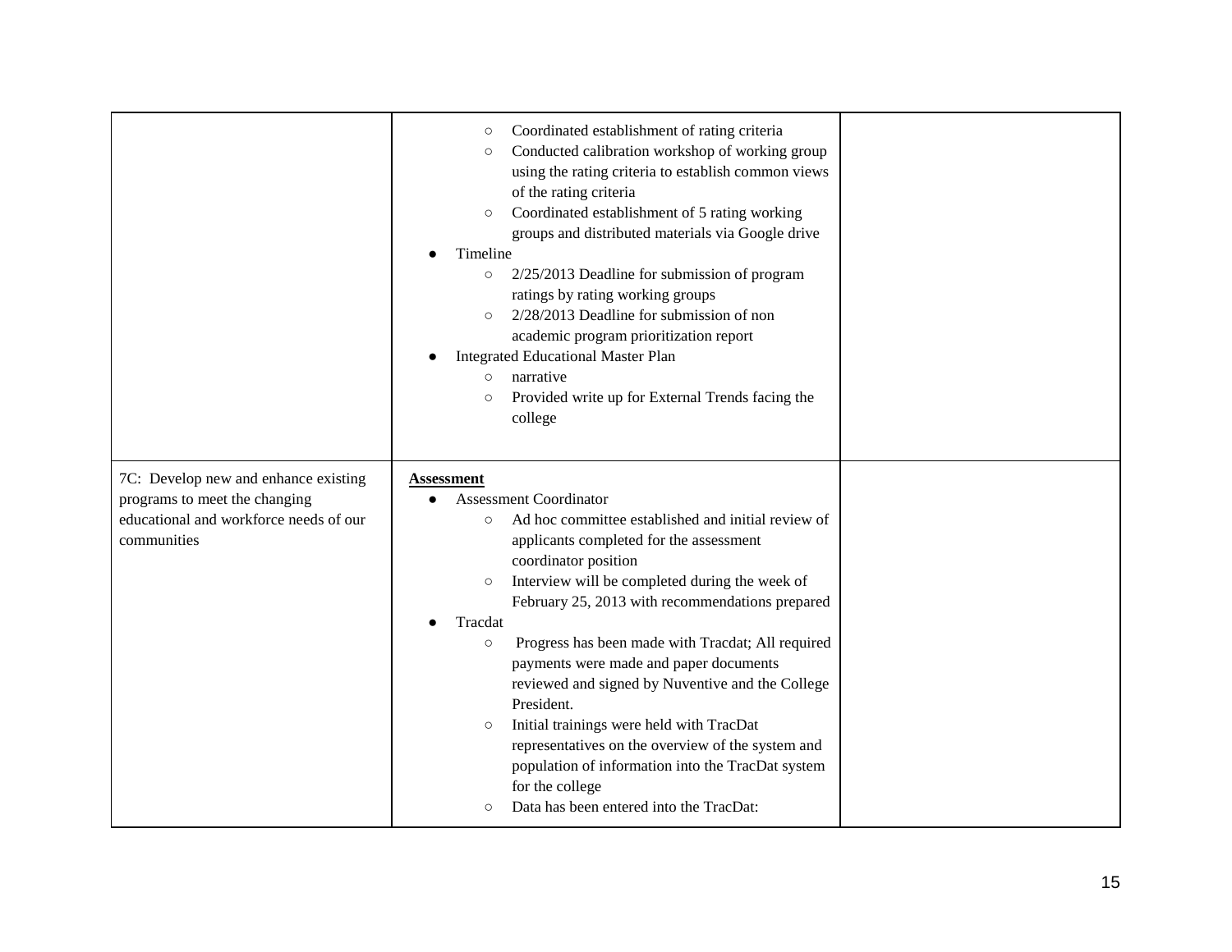| | | |
|---|---|---|
| | ○ Coordinated establishment of rating criteria<br>○ Conducted calibration workshop of working group using the rating criteria to establish common views of the rating criteria<br>○ Coordinated establishment of 5 rating working groups and distributed materials via Google drive<br>● Timeline<br>○ 2/25/2013 Deadline for submission of program ratings by rating working groups<br>○ 2/28/2013 Deadline for submission of non academic program prioritization report<br>● Integrated Educational Master Plan<br>○ narrative<br>○ Provided write up for External Trends facing the college | |
| 7C: Develop new and enhance existing programs to meet the changing educational and workforce needs of our communities | **Assessment**<br>● Assessment Coordinator<br>○ Ad hoc committee established and initial review of applicants completed for the assessment coordinator position<br>○ Interview will be completed during the week of February 25, 2013 with recommendations prepared<br>● Tracdat<br>○ Progress has been made with Tracdat; All required payments were made and paper documents reviewed and signed by Nuventive and the College President.<br>○ Initial trainings were held with TracDat representatives on the overview of the system and population of information into the TracDat system for the college<br>○ Data has been entered into the TracDat: | |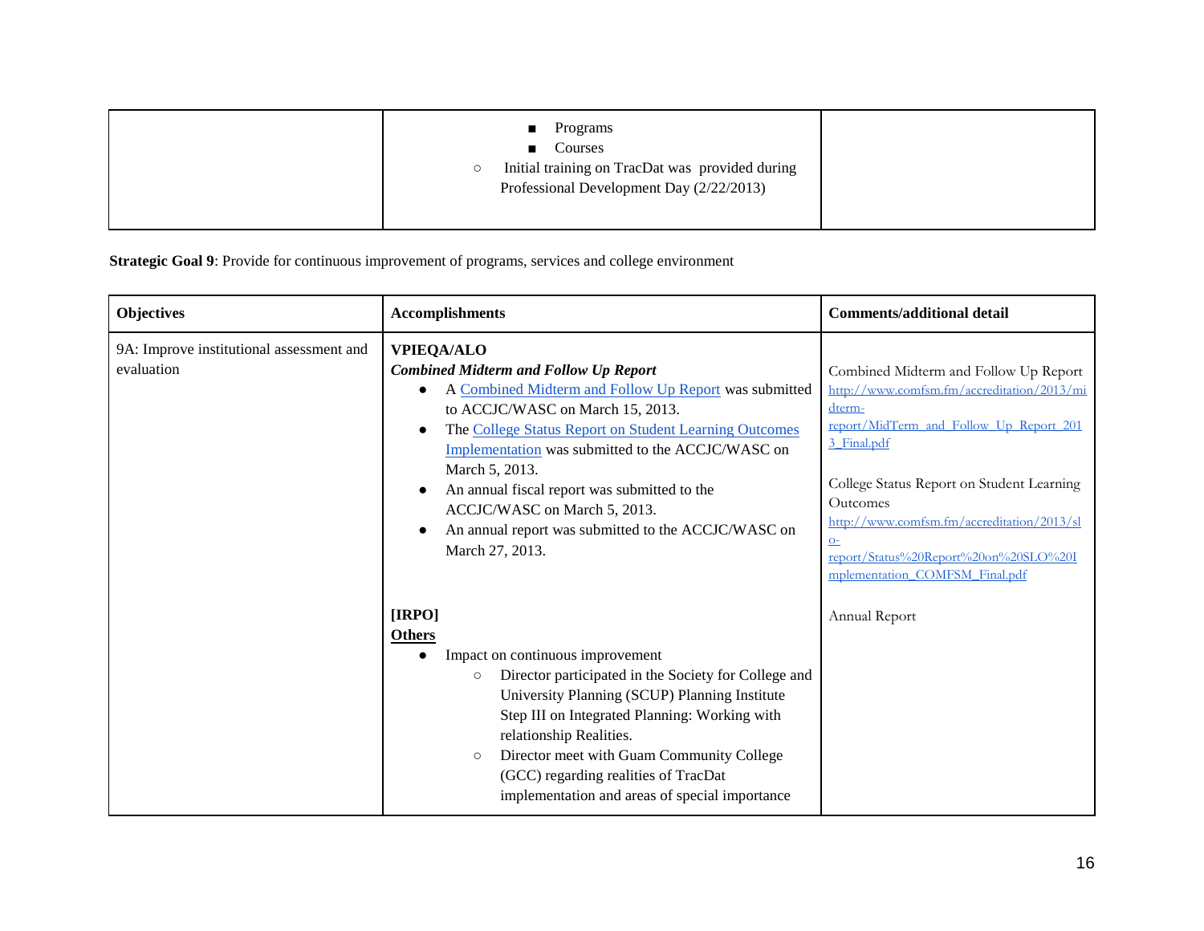| | | |
|---|---|---|
| | ■ Programs<br>■ Courses<br>○ Initial training on TracDat was provided during Professional Development Day (2/22/2013) | |

**Strategic Goal 9**: Provide for continuous improvement of programs, services and college environment

| **Objectives** | **Accomplishments** | **Comments/additional detail** |
|---|---|---|
| 9A: Improve institutional assessment and evaluation | **VPIEQA/ALO**<br>***Combined Midterm and Follow Up Report***<br>● A Combined Midterm and Follow Up Report was submitted to ACCJC/WASC on March 15, 2013.<br>● The College Status Report on Student Learning Outcomes Implementation was submitted to the ACCJC/WASC on March 5, 2013.<br>● An annual fiscal report was submitted to the ACCJC/WASC on March 5, 2013.<br>● An annual report was submitted to the ACCJC/WASC on March 27, 2013.<br><br>**[IRPO]**<br>**Others**<br>● Impact on continuous improvement<br>○ Director participated in the Society for College and University Planning (SCUP) Planning Institute Step III on Integrated Planning: Working with relationship Realities.<br>○ Director meet with Guam Community College (GCC) regarding realities of TracDat implementation and areas of special importance | Combined Midterm and Follow Up Report http://www.comfsm.fm/accreditation/2013/midterm-report/MidTerm_and_Follow_Up_Report_2013_Final.pdf<br><br>College Status Report on Student Learning Outcomes http://www.comfsm.fm/accreditation/2013/slo-report/Status%20Report%20on%20SLO%20Implementation_COMFSM_Final.pdf<br><br>Annual Report |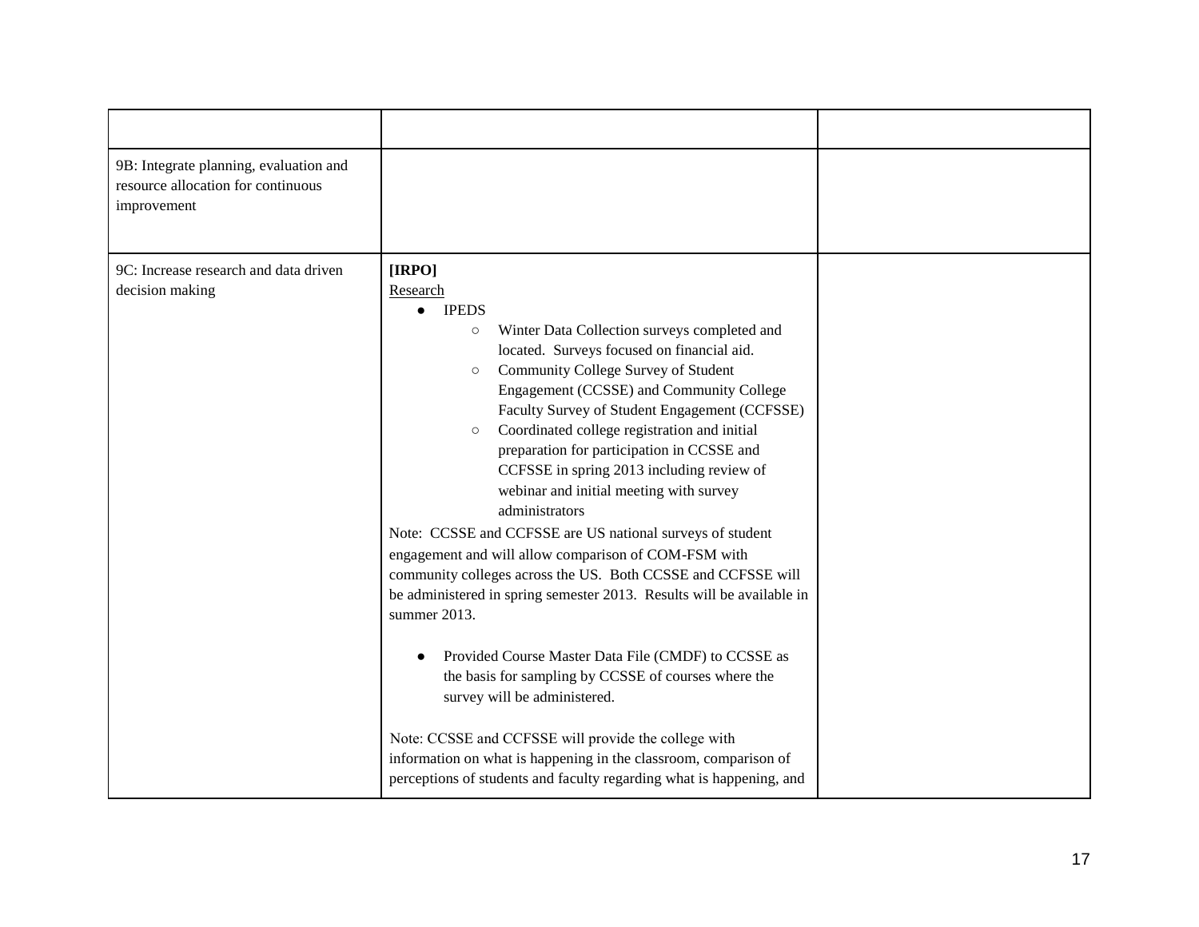| | | |
|---|---|---|
| 9B: Integrate planning, evaluation and resource allocation for continuous improvement | | |
| 9C: Increase research and data driven decision making | **[IRPO]**<br>Research<br>● IPEDS<br>○ Winter Data Collection surveys completed and located. Surveys focused on financial aid.<br>○ Community College Survey of Student Engagement (CCSSE) and Community College Faculty Survey of Student Engagement (CCFSSE)<br>○ Coordinated college registration and initial preparation for participation in CCSSE and CCFSSE in spring 2013 including review of webinar and initial meeting with survey administrators<br>Note: CCSSE and CCFSSE are US national surveys of student engagement and will allow comparison of COM-FSM with community colleges across the US. Both CCSSE and CCFSSE will be administered in spring semester 2013. Results will be available in summer 2013.<br><br>● Provided Course Master Data File (CMDF) to CCSSE as the basis for sampling by CCSSE of courses where the survey will be administered.<br><br>Note: CCSSE and CCFSSE will provide the college with information on what is happening in the classroom, comparison of perceptions of students and faculty regarding what is happening, and | |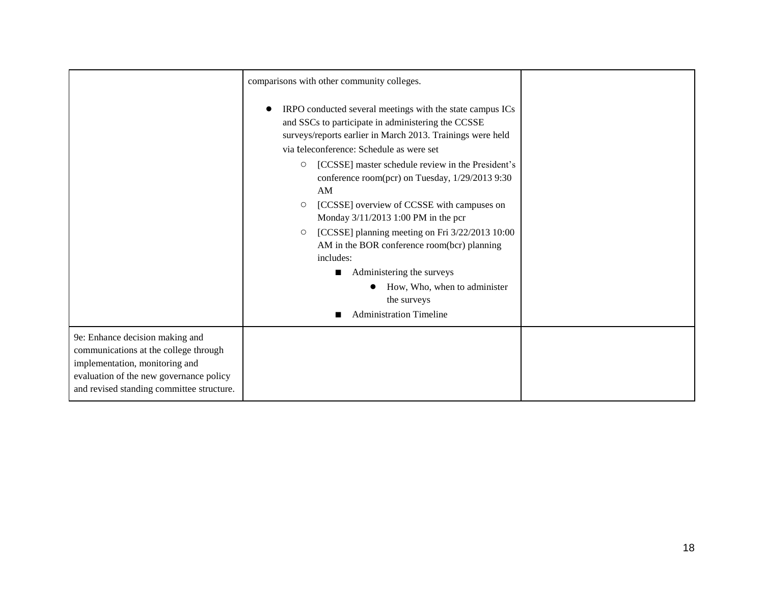| | | |
|---|---|---|
| | comparisons with other community colleges.<br><br>● IRPO conducted several meetings with the state campus ICs and SSCs to participate in administering the CCSSE surveys/reports earlier in March 2013. Trainings were held via teleconference: Schedule as were set<br>&nbsp;&nbsp;○ [CCSSE] master schedule review in the President's conference room(pcr) on Tuesday, 1/29/2013 9:30 AM<br>&nbsp;&nbsp;○ [CCSSE] overview of CCSSE with campuses on Monday 3/11/2013 1:00 PM in the pcr<br>&nbsp;&nbsp;○ [CCSSE] planning meeting on Fri 3/22/2013 10:00 AM in the BOR conference room(bcr) planning includes:<br>&nbsp;&nbsp;&nbsp;&nbsp;■ Administering the surveys<br>&nbsp;&nbsp;&nbsp;&nbsp;&nbsp;&nbsp;● How, Who, when to administer the surveys<br>&nbsp;&nbsp;&nbsp;&nbsp;■ Administration Timeline | |
| 9e: Enhance decision making and communications at the college through implementation, monitoring and evaluation of the new governance policy and revised standing committee structure. | | |